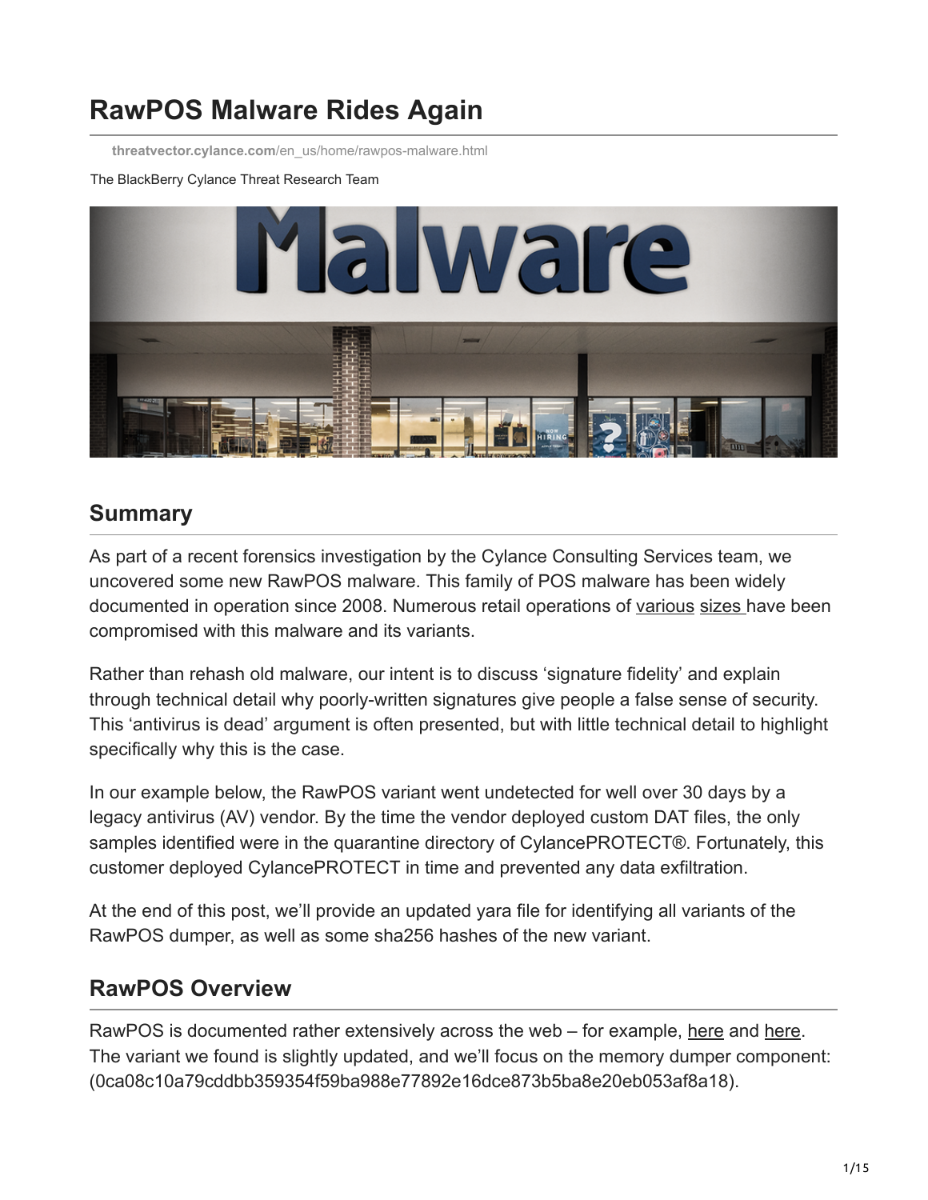# RawPOS Malware Rides Again

threatvector.cylance.com/en_us/home/rawpos-malware.html

The BlackBerry Cylance Threat Research Team

## Summary

As part of a recent forensics investigation by the Cylance Consulting Services team, we uncovered some new RawPOS malware. This family of POS malware has been widely documented in operation since 2008. Numerous retail operations of various sizes have been compromised with this malware and its variants.

Rather than rehash old malware, our intent is to discuss 'signature fidelity' and explain through technical detail why poorly-written signatures give people a false sense of security. This 'antivirus is dead' argument is often presented, but with little technical detail to highlight specifically why this is the case.

In our example below, the RawPOS variant went undetected for well over 30 days by a legacy antivirus (AV) vendor. By the time the vendor deployed custom DAT files, the only samples identified were in the quarantine directory of CylancePROTECT®. Fortunately, this customer deployed CylancePROTECT in time and prevented any data exfiltration.

At the end of this post, we'll provide an updated yara file for identifying all variants of the RawPOS dumper, as well as some sha256 hashes of the new variant.

## RawPOS Overview

RawPOS is documented rather extensively across the web – for example, here and here. The variant we found is slightly updated, and we'll focus on the memory dumper component: (0ca08c10a79cddbb359354f59ba988e77892e16dce873b5ba8e20eb053af8a18).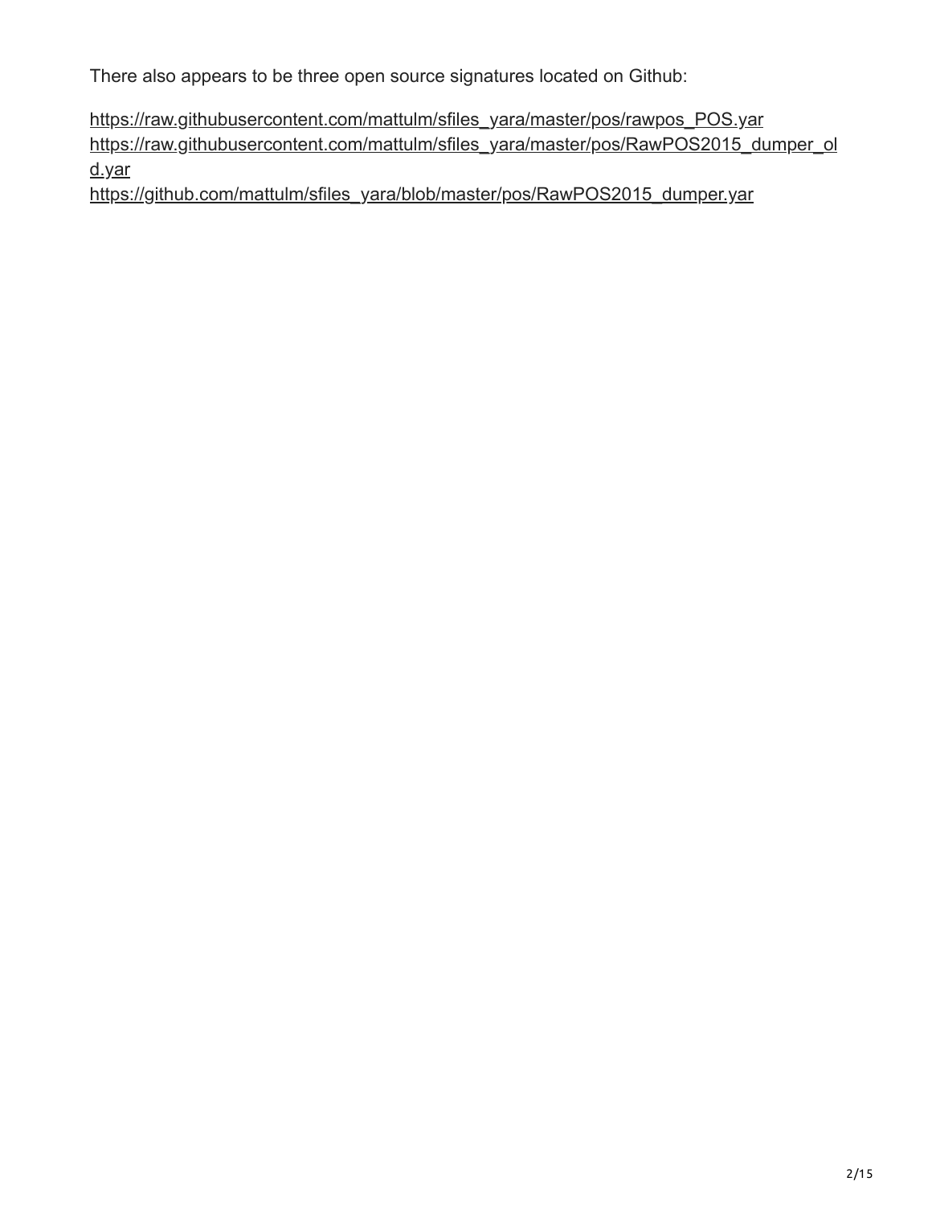There also appears to be three open source signatures located on Github:

https://raw.githubusercontent.com/mattulm/sfiles_yara/master/pos/rawpos_POS.yar
https://raw.githubusercontent.com/mattulm/sfiles_yara/master/pos/RawPOS2015_dumper_old.yar
https://github.com/mattulm/sfiles_yara/blob/master/pos/RawPOS2015_dumper.yar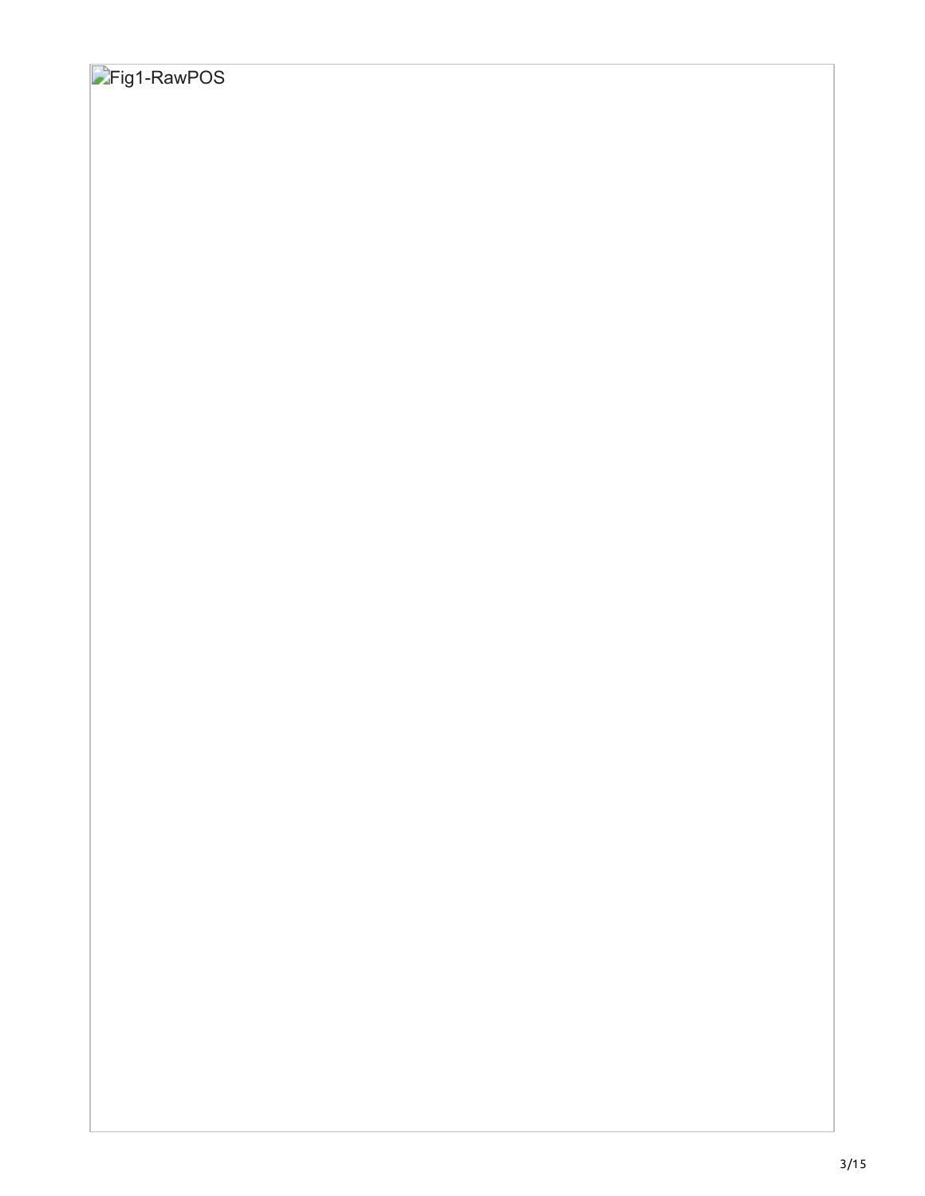Fig1-RawPOS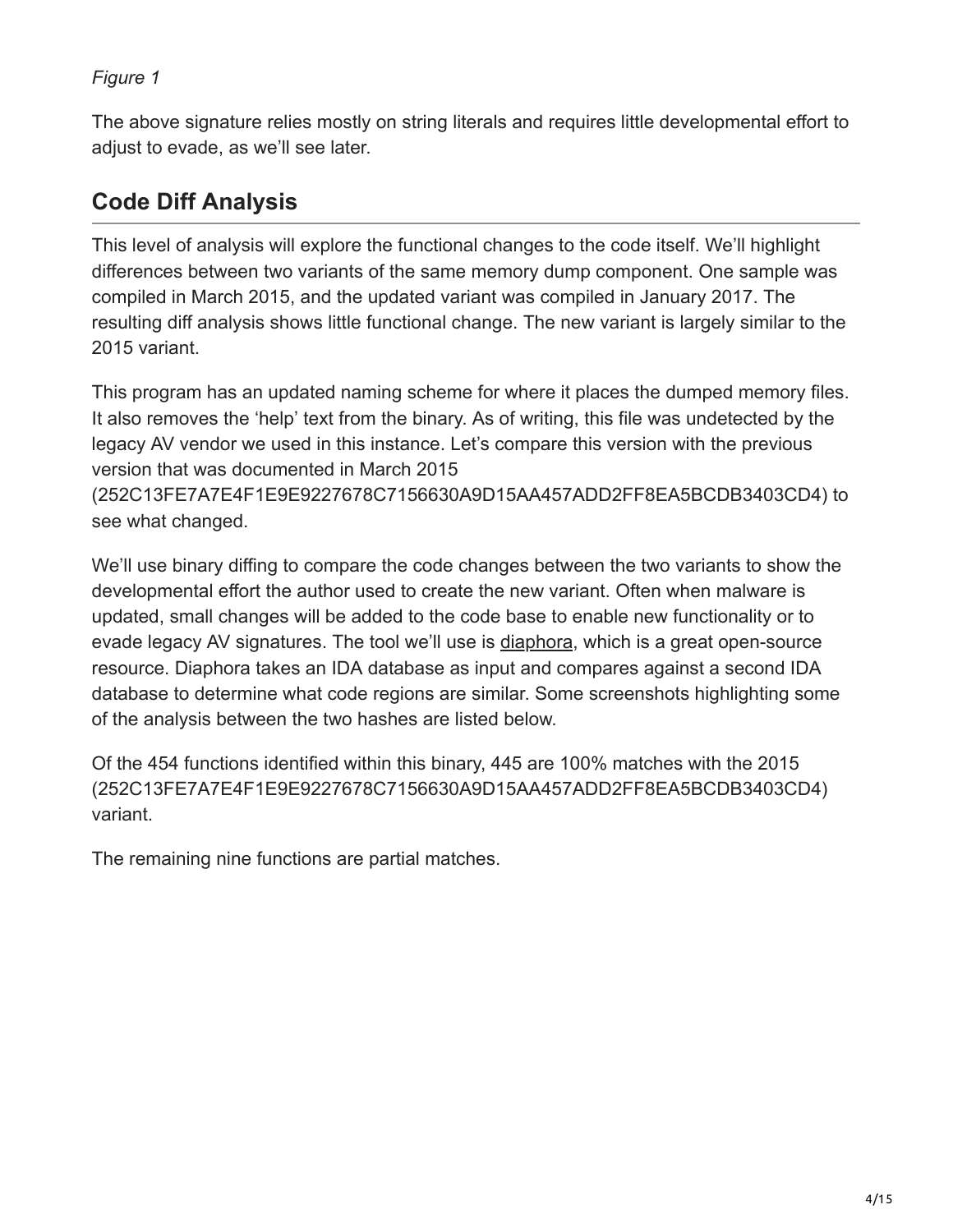*Figure 1*

The above signature relies mostly on string literals and requires little developmental effort to adjust to evade, as we'll see later.

## Code Diff Analysis

This level of analysis will explore the functional changes to the code itself. We'll highlight differences between two variants of the same memory dump component. One sample was compiled in March 2015, and the updated variant was compiled in January 2017. The resulting diff analysis shows little functional change. The new variant is largely similar to the 2015 variant.

This program has an updated naming scheme for where it places the dumped memory files. It also removes the 'help' text from the binary. As of writing, this file was undetected by the legacy AV vendor we used in this instance. Let's compare this version with the previous version that was documented in March 2015 (252C13FE7A7E4F1E9E9227678C7156630A9D15AA457ADD2FF8EA5BCDB3403CD4) to see what changed.

We'll use binary diffing to compare the code changes between the two variants to show the developmental effort the author used to create the new variant. Often when malware is updated, small changes will be added to the code base to enable new functionality or to evade legacy AV signatures. The tool we'll use is diaphora, which is a great open-source resource. Diaphora takes an IDA database as input and compares against a second IDA database to determine what code regions are similar. Some screenshots highlighting some of the analysis between the two hashes are listed below.

Of the 454 functions identified within this binary, 445 are 100% matches with the 2015 (252C13FE7A7E4F1E9E9227678C7156630A9D15AA457ADD2FF8EA5BCDB3403CD4) variant.

The remaining nine functions are partial matches.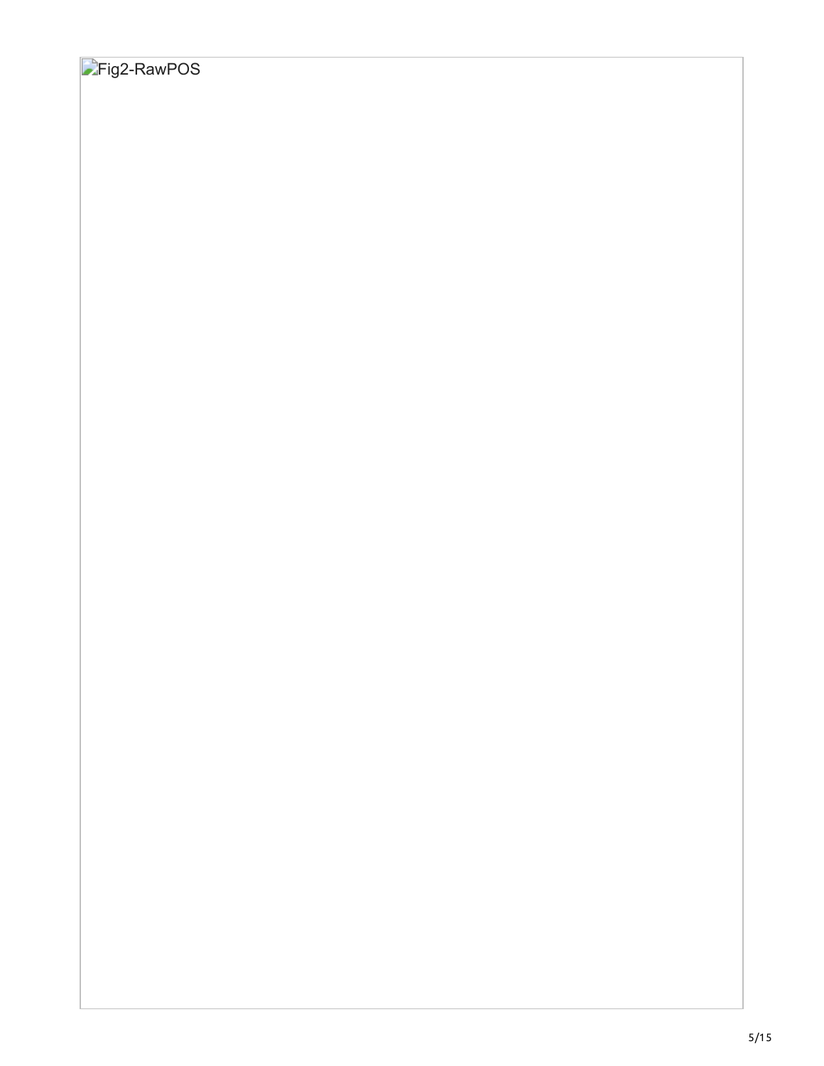Fig2-RawPOS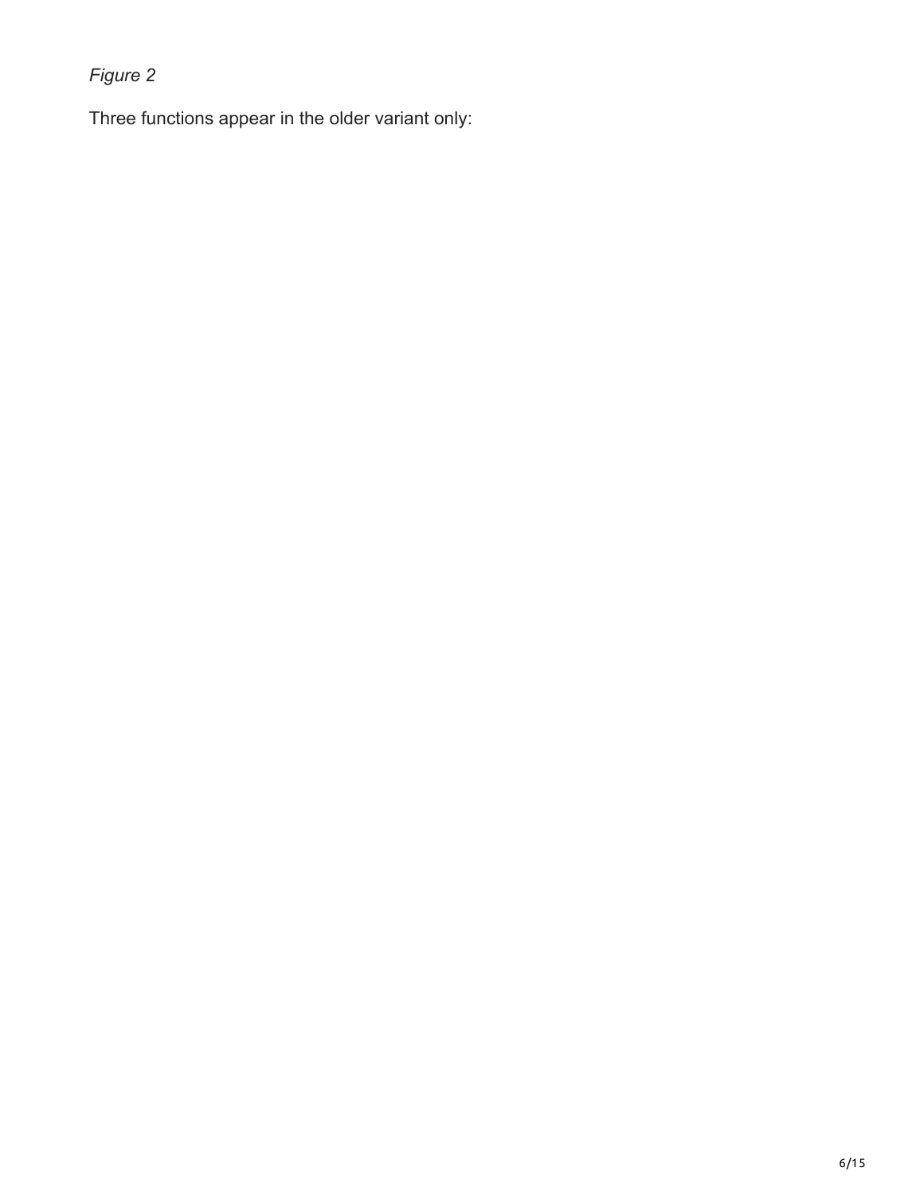*Figure 2*

Three functions appear in the older variant only: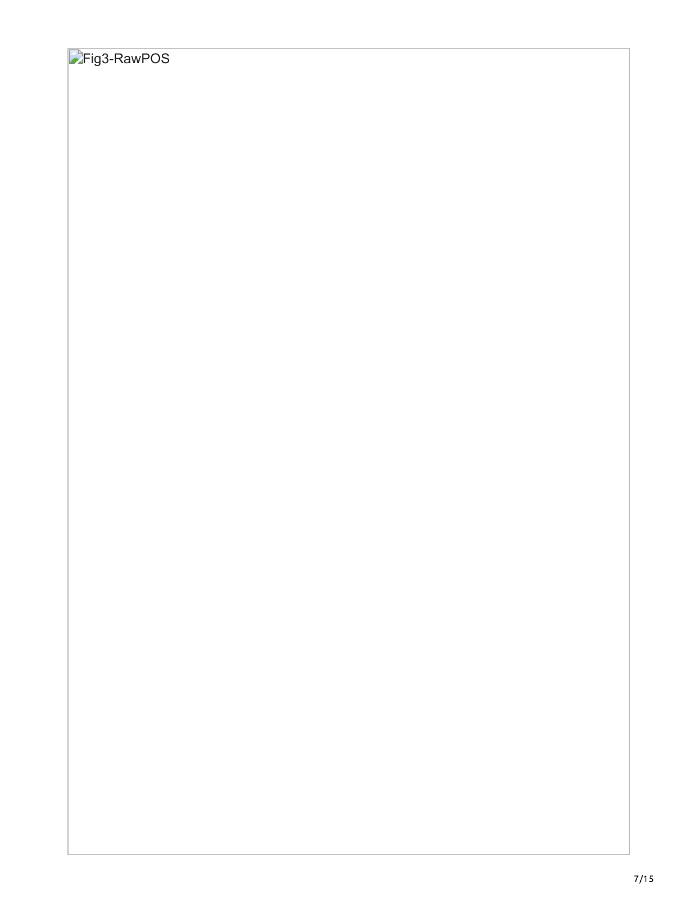Fig3-RawPOS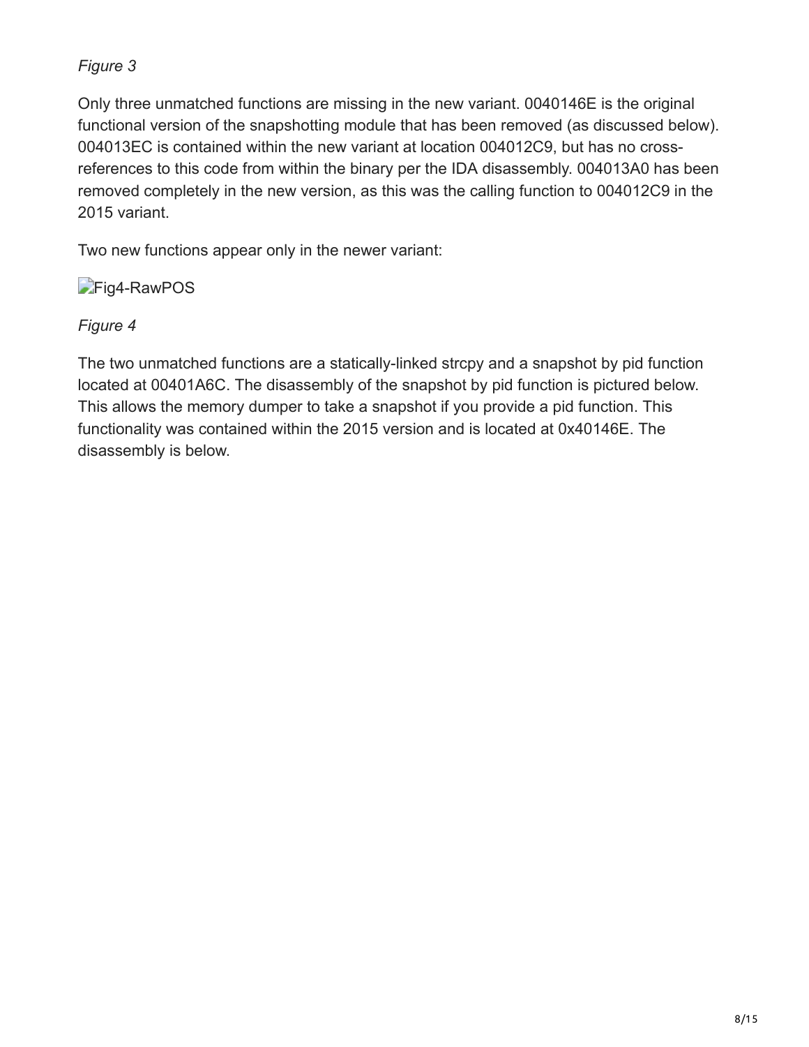*Figure 3*

Only three unmatched functions are missing in the new variant. 0040146E is the original functional version of the snapshotting module that has been removed (as discussed below). 004013EC is contained within the new variant at location 004012C9, but has no cross-references to this code from within the binary per the IDA disassembly. 004013A0 has been removed completely in the new version, as this was the calling function to 004012C9 in the 2015 variant.

Two new functions appear only in the newer variant:

Fig4-RawPOS

*Figure 4*

The two unmatched functions are a statically-linked strcpy and a snapshot by pid function located at 00401A6C. The disassembly of the snapshot by pid function is pictured below. This allows the memory dumper to take a snapshot if you provide a pid function. This functionality was contained within the 2015 version and is located at 0x40146E. The disassembly is below.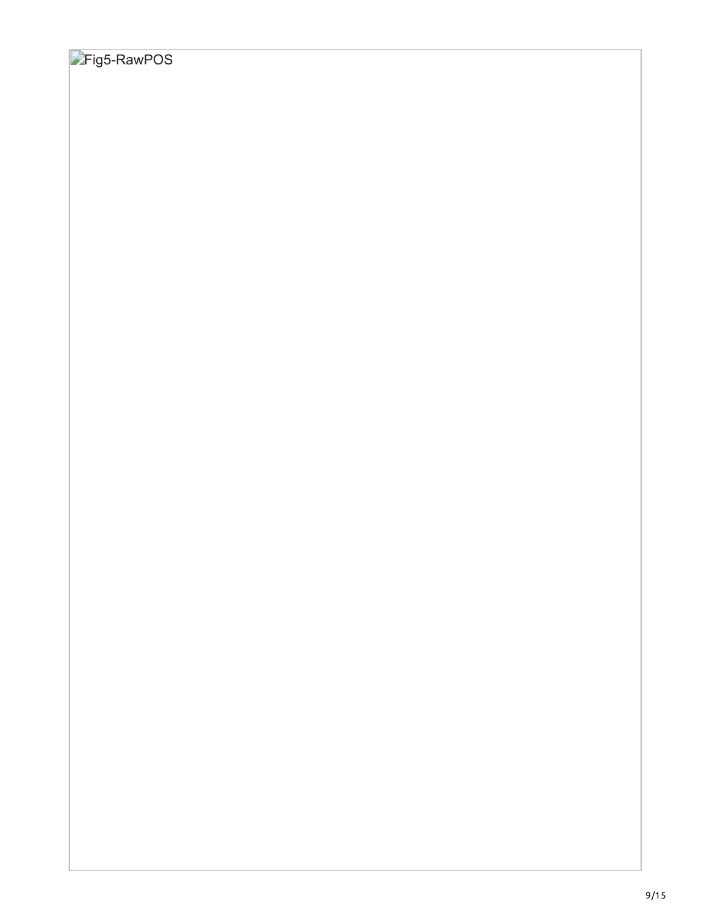Fig5-RawPOS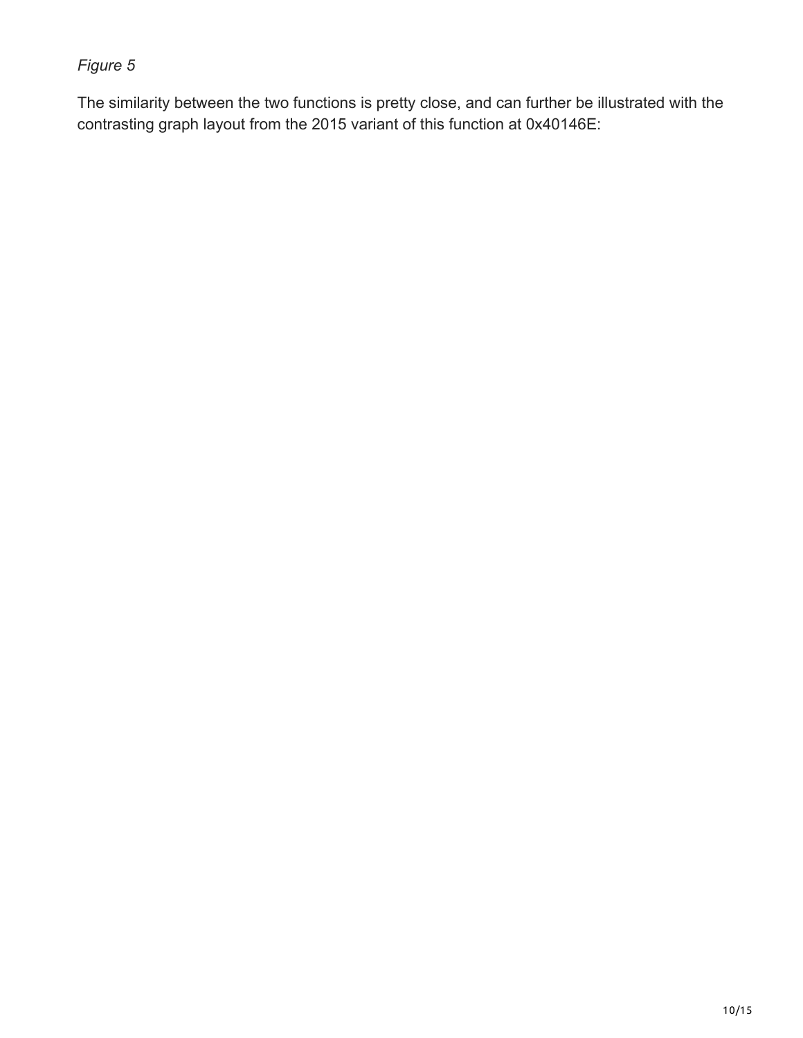*Figure 5*

The similarity between the two functions is pretty close, and can further be illustrated with the contrasting graph layout from the 2015 variant of this function at 0x40146E: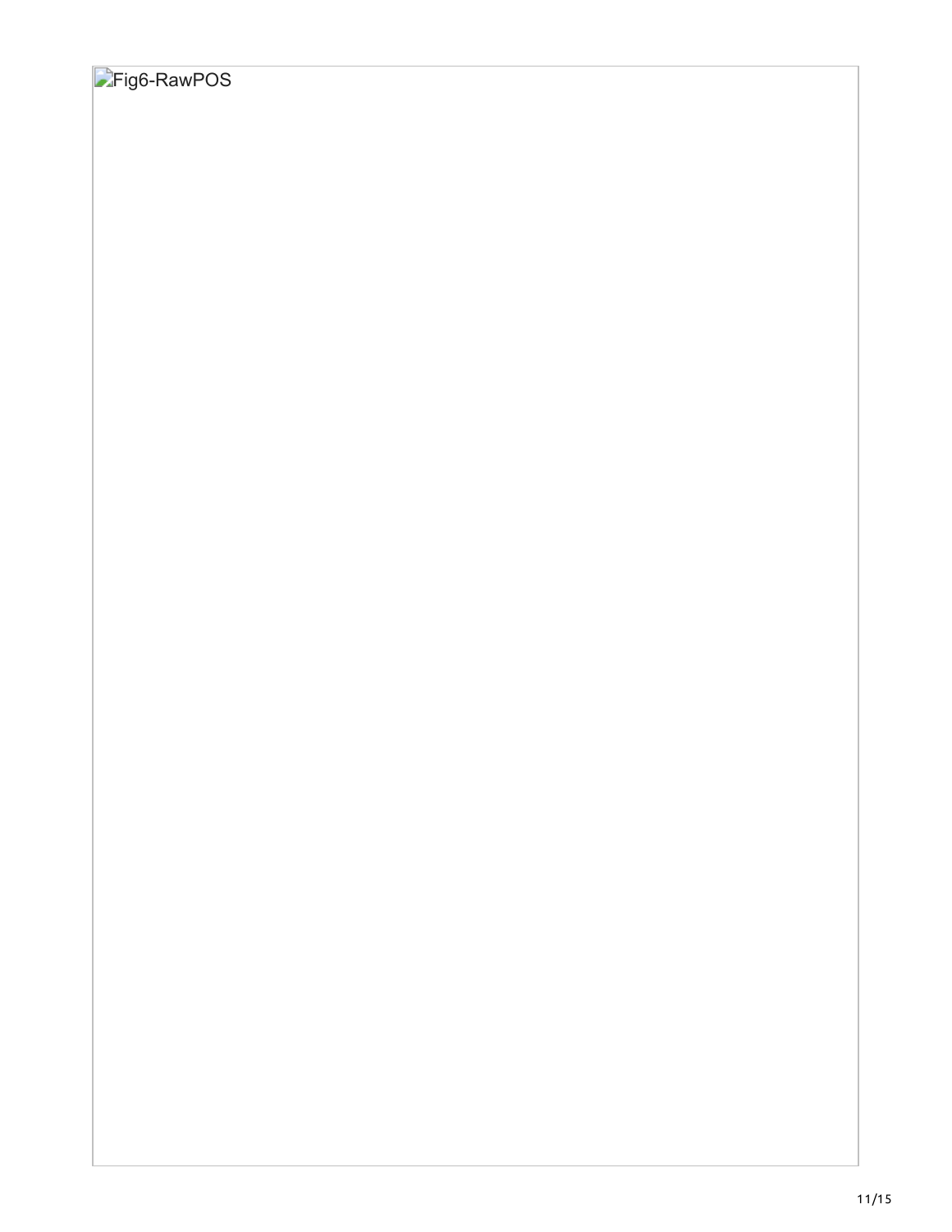Fig6-RawPOS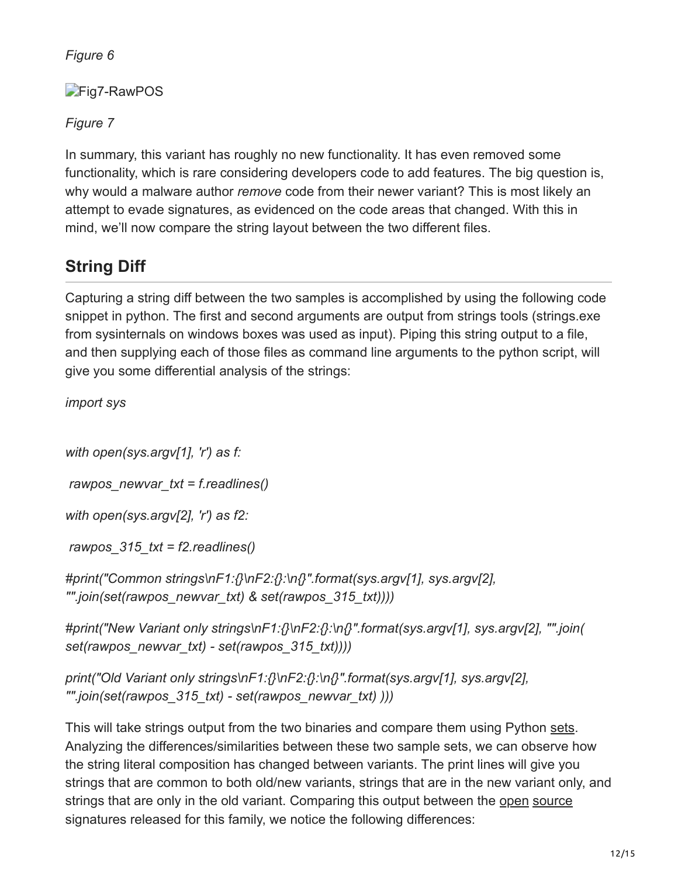*Figure 6*

Fig7-RawPOS

*Figure 7*

In summary, this variant has roughly no new functionality. It has even removed some functionality, which is rare considering developers code to add features. The big question is, why would a malware author *remove* code from their newer variant? This is most likely an attempt to evade signatures, as evidenced on the code areas that changed. With this in mind, we'll now compare the string layout between the two different files.

## String Diff

Capturing a string diff between the two samples is accomplished by using the following code snippet in python. The first and second arguments are output from strings tools (strings.exe from sysinternals on windows boxes was used as input). Piping this string output to a file, and then supplying each of those files as command line arguments to the python script, will give you some differential analysis of the strings:

```
import sys

with open(sys.argv[1], 'r') as f:
 rawpos_newvar_txt = f.readlines()
with open(sys.argv[2], 'r') as f2:
 rawpos_315_txt = f2.readlines()
#print("Common strings\nF1:{}\nF2:{}:\n{}".format(sys.argv[1], sys.argv[2], "".join(set(rawpos_newvar_txt) & set(rawpos_315_txt))))
#print("New Variant only strings\nF1:{}\nF2:{}:\n{}".format(sys.argv[1], sys.argv[2], "".join( set(rawpos_newvar_txt) - set(rawpos_315_txt))))
print("Old Variant only strings\nF1:{}\nF2:{}:\n{}".format(sys.argv[1], sys.argv[2], "".join(set(rawpos_315_txt) - set(rawpos_newvar_txt) )))
```

This will take strings output from the two binaries and compare them using Python sets. Analyzing the differences/similarities between these two sample sets, we can observe how the string literal composition has changed between variants. The print lines will give you strings that are common to both old/new variants, strings that are in the new variant only, and strings that are only in the old variant. Comparing this output between the open source signatures released for this family, we notice the following differences: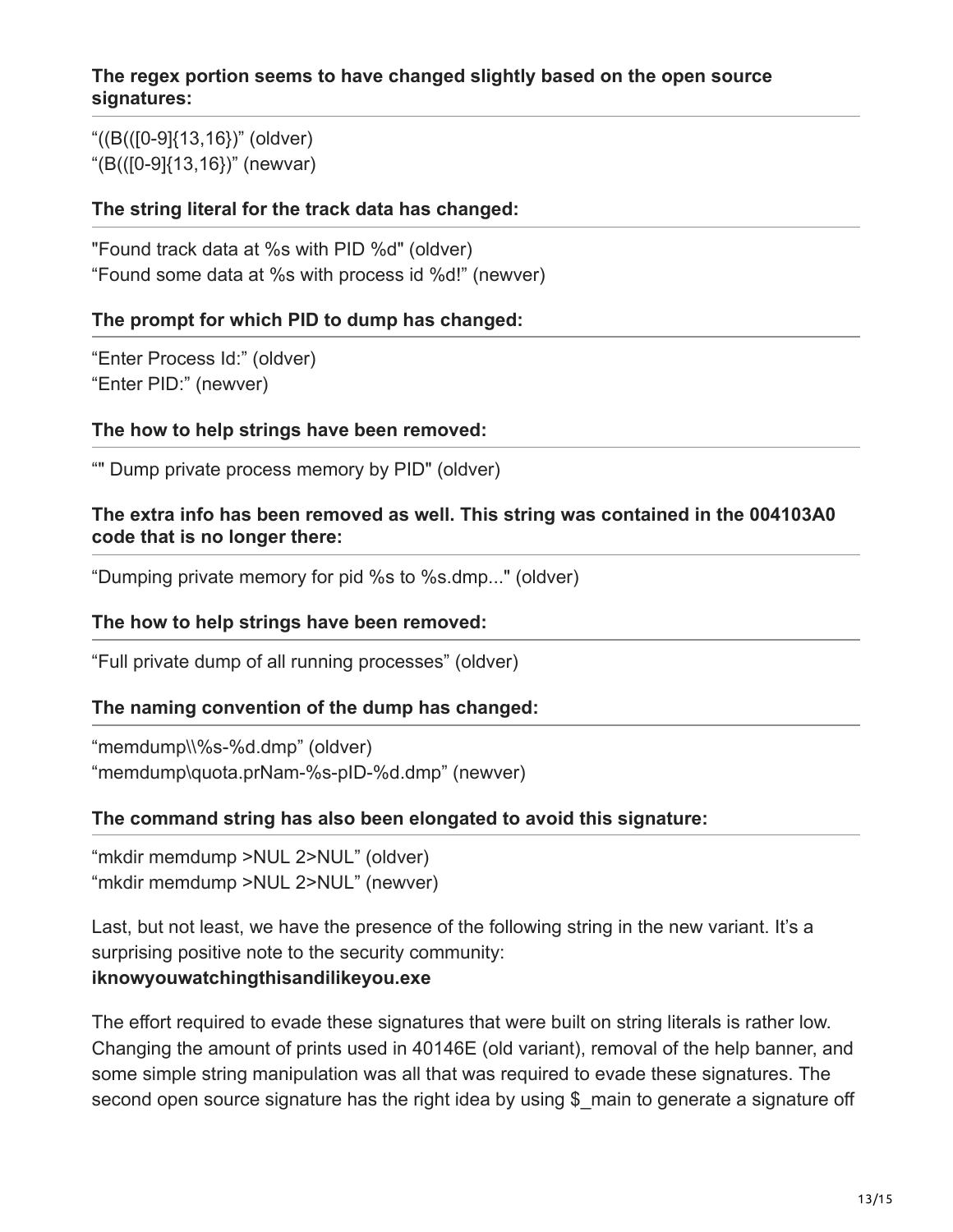**The regex portion seems to have changed slightly based on the open source signatures:**

"((B(([0-9]{13,16})" (oldver)
"(B(([0-9]{13,16})" (newvar)

**The string literal for the track data has changed:**

"Found track data at %s with PID %d" (oldver)
"Found some data at %s with process id %d!" (newver)

**The prompt for which PID to dump has changed:**

"Enter Process Id:" (oldver)
"Enter PID:" (newver)

**The how to help strings have been removed:**

"" Dump private process memory by PID" (oldver)

**The extra info has been removed as well. This string was contained in the 004103A0 code that is no longer there:**

"Dumping private memory for pid %s to %s.dmp..." (oldver)

**The how to help strings have been removed:**

"Full private dump of all running processes" (oldver)

**The naming convention of the dump has changed:**

"memdump\\%s-%d.dmp" (oldver)
"memdump\quota.prNam-%s-pID-%d.dmp" (newver)

**The command string has also been elongated to avoid this signature:**

"mkdir memdump >NUL 2>NUL" (oldver)
"mkdir memdump >NUL 2>NUL" (newver)

Last, but not least, we have the presence of the following string in the new variant. It's a surprising positive note to the security community:
**iknowyouwatchingthisandilikeyou.exe**

The effort required to evade these signatures that were built on string literals is rather low. Changing the amount of prints used in 40146E (old variant), removal of the help banner, and some simple string manipulation was all that was required to evade these signatures. The second open source signature has the right idea by using $_main to generate a signature off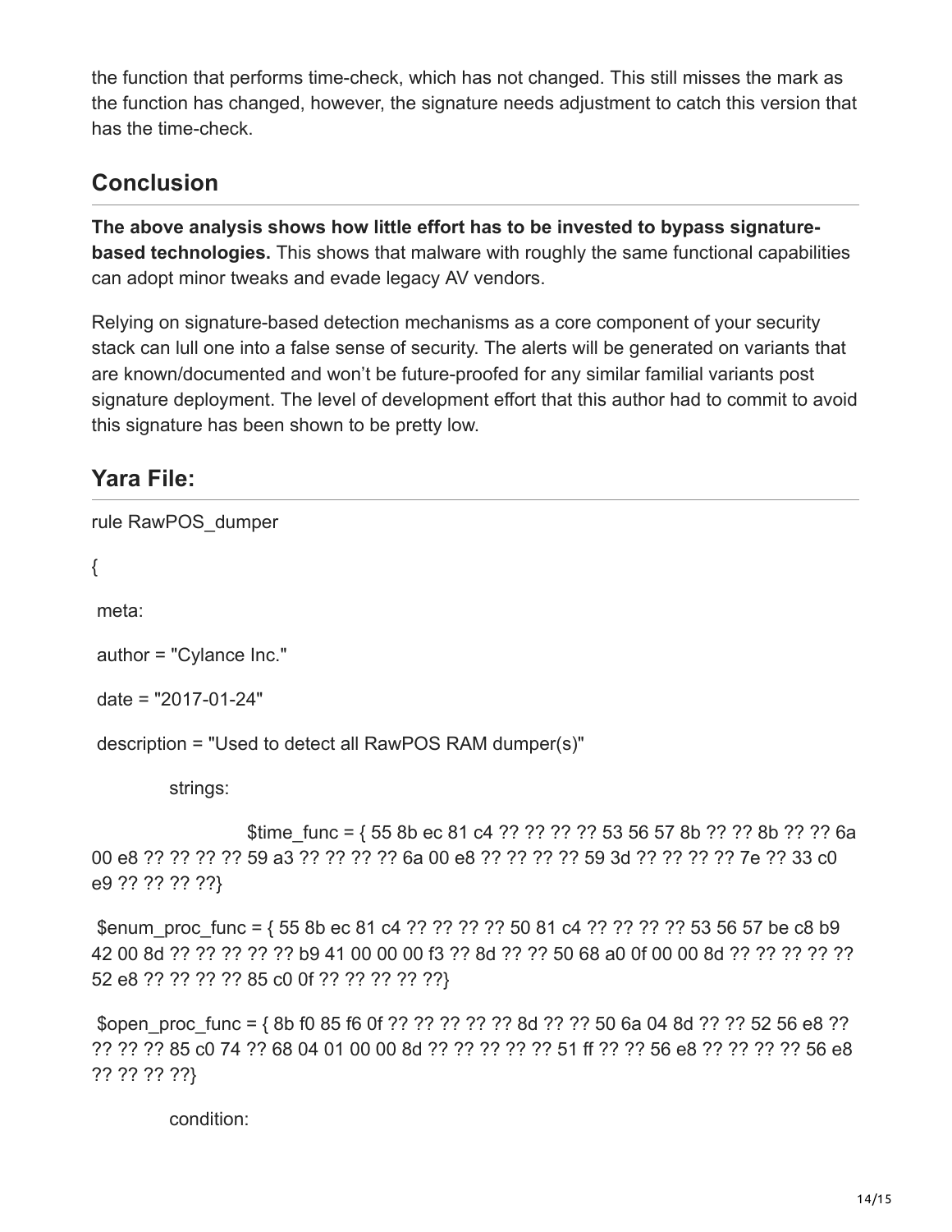the function that performs time-check, which has not changed. This still misses the mark as the function has changed, however, the signature needs adjustment to catch this version that has the time-check.

## Conclusion

**The above analysis shows how little effort has to be invested to bypass signature-based technologies.** This shows that malware with roughly the same functional capabilities can adopt minor tweaks and evade legacy AV vendors.

Relying on signature-based detection mechanisms as a core component of your security stack can lull one into a false sense of security. The alerts will be generated on variants that are known/documented and won't be future-proofed for any similar familial variants post signature deployment. The level of development effort that this author had to commit to avoid this signature has been shown to be pretty low.

## Yara File:

```
rule RawPOS_dumper

{

 meta:

 author = "Cylance Inc."

 date = "2017-01-24"

 description = "Used to detect all RawPOS RAM dumper(s)"

          strings:

                    $time_func = { 55 8b ec 81 c4 ?? ?? ?? ?? 53 56 57 8b ?? ?? 8b ?? ?? 6a 00 e8 ?? ?? ?? ?? 59 a3 ?? ?? ?? ?? 6a 00 e8 ?? ?? ?? ?? 59 3d ?? ?? ?? ?? 7e ?? 33 c0 e9 ?? ?? ?? ??}

 $enum_proc_func = { 55 8b ec 81 c4 ?? ?? ?? ?? 50 81 c4 ?? ?? ?? ?? 53 56 57 be c8 b9 42 00 8d ?? ?? ?? ?? ?? b9 41 00 00 00 f3 ?? 8d ?? ?? 50 68 a0 0f 00 00 8d ?? ?? ?? ?? ?? 52 e8 ?? ?? ?? ?? 85 c0 0f ?? ?? ?? ?? ??}

 $open_proc_func = { 8b f0 85 f6 0f ?? ?? ?? ?? ?? 8d ?? ?? 50 6a 04 8d ?? ?? 52 56 e8 ?? ?? ?? ?? 85 c0 74 ?? 68 04 01 00 00 8d ?? ?? ?? ?? ?? 51 ff ?? ?? 56 e8 ?? ?? ?? ?? 56 e8 ?? ?? ?? ??}

          condition:
```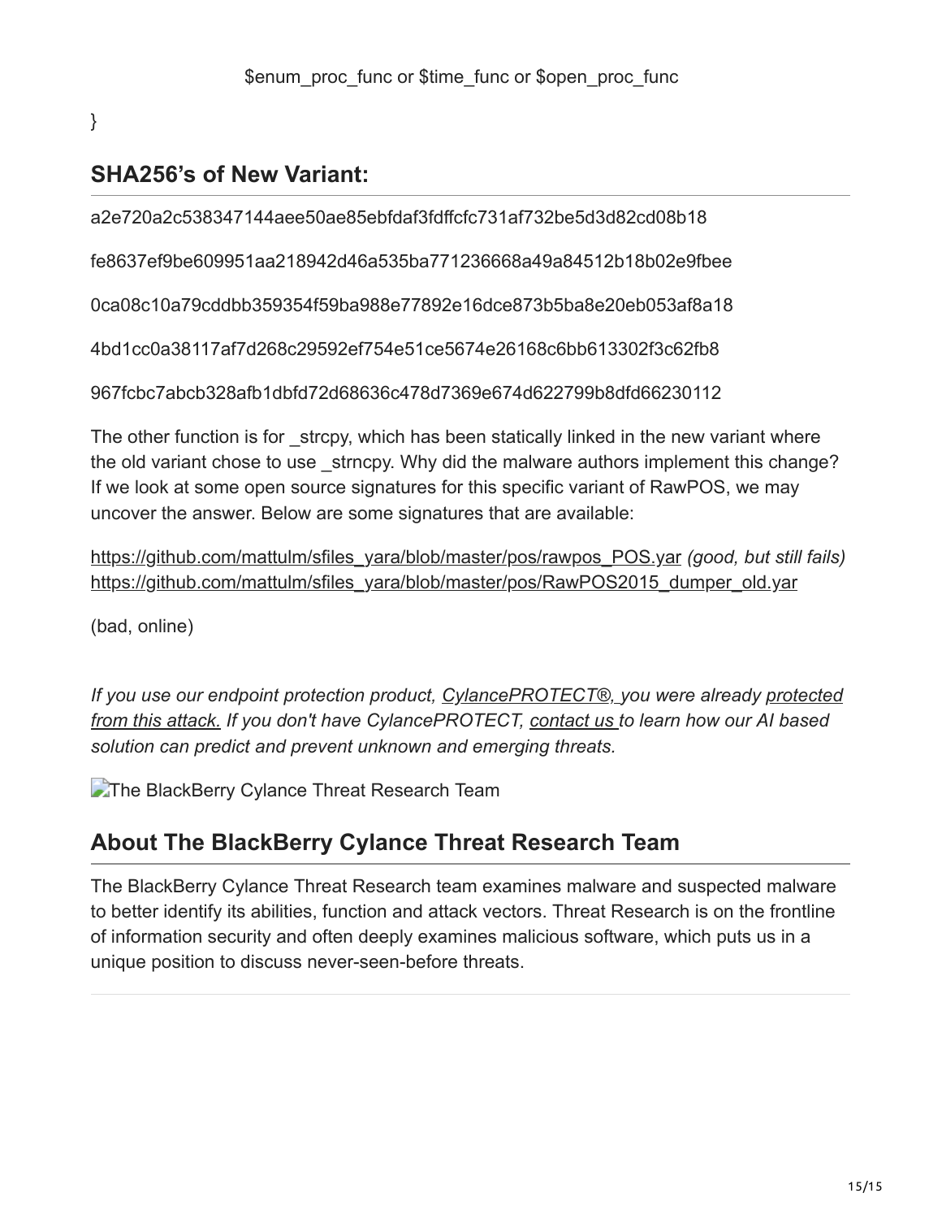$enum_proc_func or $time_func or $open_proc_func

}

## SHA256's of New Variant:

a2e720a2c538347144aee50ae85ebfdaf3fdffcfc731af732be5d3d82cd08b18

fe8637ef9be609951aa218942d46a535ba771236668a49a84512b18b02e9fbee

0ca08c10a79cddbb359354f59ba988e77892e16dce873b5ba8e20eb053af8a18

4bd1cc0a38117af7d268c29592ef754e51ce5674e26168c6bb613302f3c62fb8

967fcbc7abcb328afb1dbfd72d68636c478d7369e674d622799b8dfd66230112

The other function is for _strcpy, which has been statically linked in the new variant where the old variant chose to use _strncpy. Why did the malware authors implement this change? If we look at some open source signatures for this specific variant of RawPOS, we may uncover the answer. Below are some signatures that are available:

https://github.com/mattulm/sfiles_yara/blob/master/pos/rawpos_POS.yar *(good, but still fails)*
https://github.com/mattulm/sfiles_yara/blob/master/pos/RawPOS2015_dumper_old.yar

(bad, online)

*If you use our endpoint protection product, CylancePROTECT®, you were already protected from this attack. If you don't have CylancePROTECT, contact us to learn how our AI based solution can predict and prevent unknown and emerging threats.*

The BlackBerry Cylance Threat Research Team

## About The BlackBerry Cylance Threat Research Team

The BlackBerry Cylance Threat Research team examines malware and suspected malware to better identify its abilities, function and attack vectors. Threat Research is on the frontline of information security and often deeply examines malicious software, which puts us in a unique position to discuss never-seen-before threats.